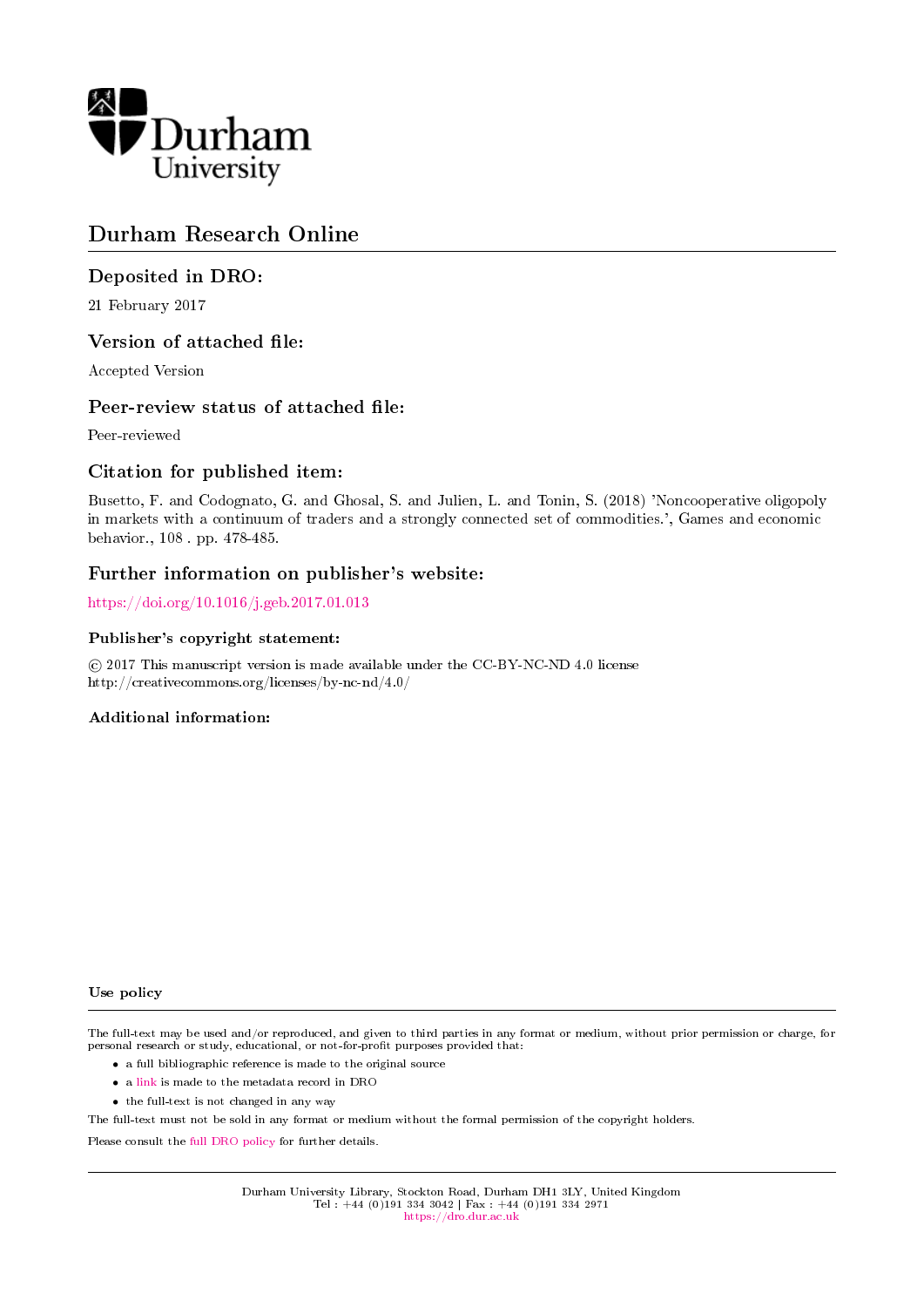Durham University

# Durham Research Online

## Deposited in DRO:

21 February 2017

## Version of attached file:

Accepted Version

## Peer-review status of attached file:

Peer-reviewed

## Citation for published item:

Busetto, F. and Codognato, G. and Ghosal, S. and Julien, L. and Tonin, S. (2018) 'Noncooperative oligopoly in markets with a continuum of traders and a strongly connected set of commodities.', Games and economic behavior., 108 . pp. 478-485.

## Further information on publisher's website:

https://doi.org/10.1016/j.geb.2017.01.013

### Publisher's copyright statement:

© 2017 This manuscript version is made available under the CC-BY-NC-ND 4.0 license http://creativecommons.org/licenses/by-nc-nd/4.0/

### Additional information:

#### Use policy

The full-text may be used and/or reproduced, and given to third parties in any format or medium, without prior permission or charge, for personal research or study, educational, or not-for-profit purposes provided that:

- a full bibliographic reference is made to the original source
- a link is made to the metadata record in DRO
- the full-text is not changed in any way

The full-text must not be sold in any format or medium without the formal permission of the copyright holders.

Please consult the full DRO policy for further details.

Durham University Library, Stockton Road, Durham DH1 3LY, United Kingdom
Tel : +44 (0)191 334 3042 | Fax : +44 (0)191 334 2971
https://dro.dur.ac.uk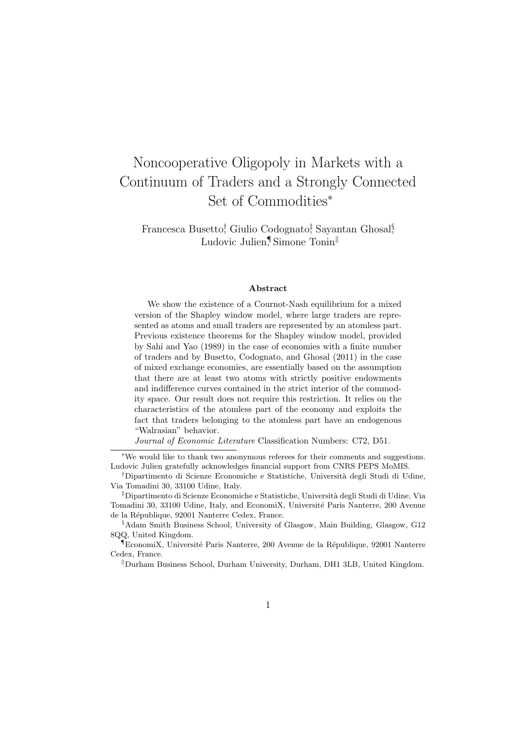# Noncooperative Oligopoly in Markets with a Continuum of Traders and a Strongly Connected Set of Commodities*

Francesca Busetto[†], Giulio Codognato[‡], Sayantan Ghosal[§], Ludovic Julien[¶], Simone Tonin[‖]

### Abstract

We show the existence of a Cournot-Nash equilibrium for a mixed version of the Shapley window model, where large traders are represented as atoms and small traders are represented by an atomless part. Previous existence theorems for the Shapley window model, provided by Sahi and Yao (1989) in the case of economies with a finite number of traders and by Busetto, Codognato, and Ghosal (2011) in the case of mixed exchange economies, are essentially based on the assumption that there are at least two atoms with strictly positive endowments and indifference curves contained in the strict interior of the commodity space. Our result does not require this restriction. It relies on the characteristics of the atomless part of the economy and exploits the fact that traders belonging to the atomless part have an endogenous "Walrasian" behavior.

*Journal of Economic Literature* Classification Numbers: C72, D51.

---

*We would like to thank two anonymous referees for their comments and suggestions. Ludovic Julien gratefully acknowledges financial support from CNRS PEPS MoMIS.

[†]Dipartimento di Scienze Economiche e Statistiche, Università degli Studi di Udine, Via Tomadini 30, 33100 Udine, Italy.

[‡]Dipartimento di Scienze Economiche e Statistiche, Università degli Studi di Udine, Via Tomadini 30, 33100 Udine, Italy, and EconomiX, Université Paris Nanterre, 200 Avenue de la République, 92001 Nanterre Cedex, France.

[§]Adam Smith Business School, University of Glasgow, Main Building, Glasgow, G12 8QQ, United Kingdom.

[¶]EconomiX, Université Paris Nanterre, 200 Avenue de la République, 92001 Nanterre Cedex, France.

[‖]Durham Business School, Durham University, Durham, DH1 3LB, United Kingdom.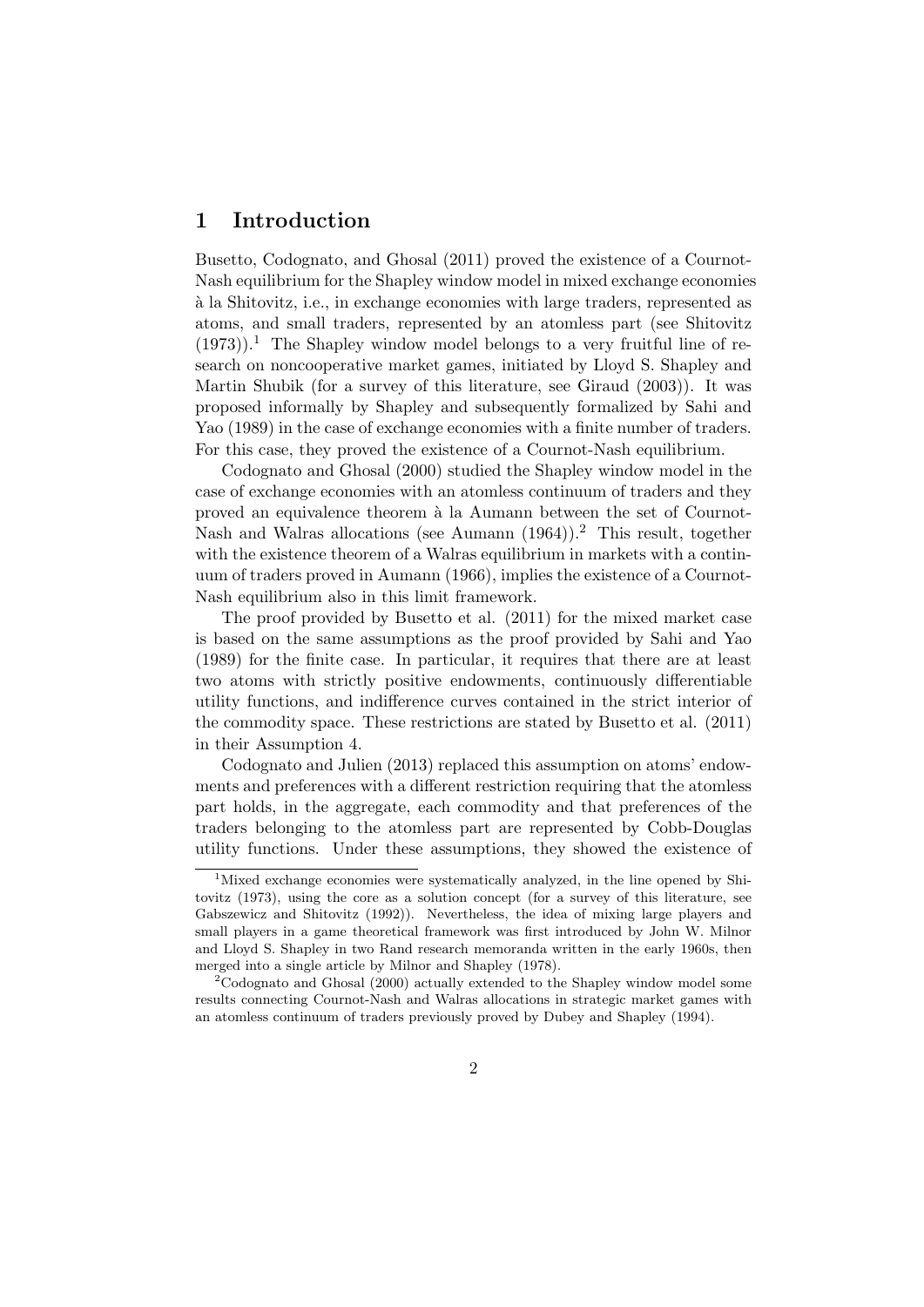# 1 Introduction

Busetto, Codognato, and Ghosal (2011) proved the existence of a Cournot-Nash equilibrium for the Shapley window model in mixed exchange economies à la Shitovitz, i.e., in exchange economies with large traders, represented as atoms, and small traders, represented by an atomless part (see Shitovitz (1973)).[1] The Shapley window model belongs to a very fruitful line of research on noncooperative market games, initiated by Lloyd S. Shapley and Martin Shubik (for a survey of this literature, see Giraud (2003)). It was proposed informally by Shapley and subsequently formalized by Sahi and Yao (1989) in the case of exchange economies with a finite number of traders. For this case, they proved the existence of a Cournot-Nash equilibrium.

Codognato and Ghosal (2000) studied the Shapley window model in the case of exchange economies with an atomless continuum of traders and they proved an equivalence theorem à la Aumann between the set of Cournot-Nash and Walras allocations (see Aumann (1964)).[2] This result, together with the existence theorem of a Walras equilibrium in markets with a continuum of traders proved in Aumann (1966), implies the existence of a Cournot-Nash equilibrium also in this limit framework.

The proof provided by Busetto et al. (2011) for the mixed market case is based on the same assumptions as the proof provided by Sahi and Yao (1989) for the finite case. In particular, it requires that there are at least two atoms with strictly positive endowments, continuously differentiable utility functions, and indifference curves contained in the strict interior of the commodity space. These restrictions are stated by Busetto et al. (2011) in their Assumption 4.

Codognato and Julien (2013) replaced this assumption on atoms' endowments and preferences with a different restriction requiring that the atomless part holds, in the aggregate, each commodity and that preferences of the traders belonging to the atomless part are represented by Cobb-Douglas utility functions. Under these assumptions, they showed the existence of

[1] Mixed exchange economies were systematically analyzed, in the line opened by Shitovitz (1973), using the core as a solution concept (for a survey of this literature, see Gabszewicz and Shitovitz (1992)). Nevertheless, the idea of mixing large players and small players in a game theoretical framework was first introduced by John W. Milnor and Lloyd S. Shapley in two Rand research memoranda written in the early 1960s, then merged into a single article by Milnor and Shapley (1978).

[2] Codognato and Ghosal (2000) actually extended to the Shapley window model some results connecting Cournot-Nash and Walras allocations in strategic market games with an atomless continuum of traders previously proved by Dubey and Shapley (1994).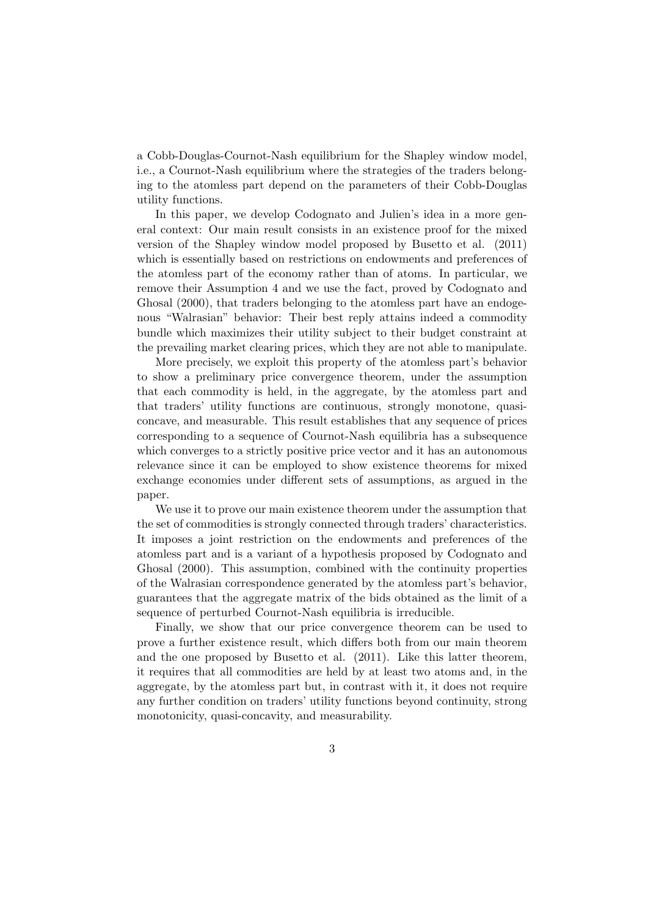a Cobb-Douglas-Cournot-Nash equilibrium for the Shapley window model, i.e., a Cournot-Nash equilibrium where the strategies of the traders belonging to the atomless part depend on the parameters of their Cobb-Douglas utility functions.

In this paper, we develop Codognato and Julien's idea in a more general context: Our main result consists in an existence proof for the mixed version of the Shapley window model proposed by Busetto et al. (2011) which is essentially based on restrictions on endowments and preferences of the atomless part of the economy rather than of atoms. In particular, we remove their Assumption 4 and we use the fact, proved by Codognato and Ghosal (2000), that traders belonging to the atomless part have an endogenous "Walrasian" behavior: Their best reply attains indeed a commodity bundle which maximizes their utility subject to their budget constraint at the prevailing market clearing prices, which they are not able to manipulate.

More precisely, we exploit this property of the atomless part's behavior to show a preliminary price convergence theorem, under the assumption that each commodity is held, in the aggregate, by the atomless part and that traders' utility functions are continuous, strongly monotone, quasi-concave, and measurable. This result establishes that any sequence of prices corresponding to a sequence of Cournot-Nash equilibria has a subsequence which converges to a strictly positive price vector and it has an autonomous relevance since it can be employed to show existence theorems for mixed exchange economies under different sets of assumptions, as argued in the paper.

We use it to prove our main existence theorem under the assumption that the set of commodities is strongly connected through traders' characteristics. It imposes a joint restriction on the endowments and preferences of the atomless part and is a variant of a hypothesis proposed by Codognato and Ghosal (2000). This assumption, combined with the continuity properties of the Walrasian correspondence generated by the atomless part's behavior, guarantees that the aggregate matrix of the bids obtained as the limit of a sequence of perturbed Cournot-Nash equilibria is irreducible.

Finally, we show that our price convergence theorem can be used to prove a further existence result, which differs both from our main theorem and the one proposed by Busetto et al. (2011). Like this latter theorem, it requires that all commodities are held by at least two atoms and, in the aggregate, by the atomless part but, in contrast with it, it does not require any further condition on traders' utility functions beyond continuity, strong monotonicity, quasi-concavity, and measurability.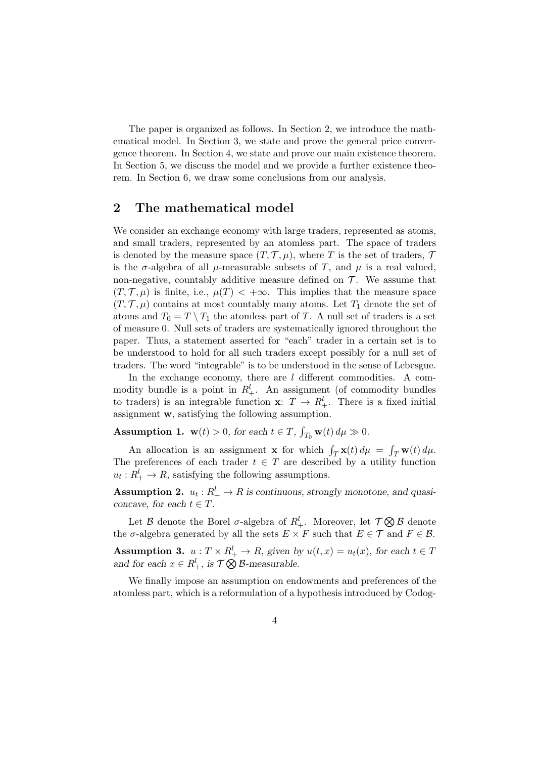The paper is organized as follows. In Section 2, we introduce the mathematical model. In Section 3, we state and prove the general price convergence theorem. In Section 4, we state and prove our main existence theorem. In Section 5, we discuss the model and we provide a further existence theorem. In Section 6, we draw some conclusions from our analysis.

## 2 The mathematical model

We consider an exchange economy with large traders, represented as atoms, and small traders, represented by an atomless part. The space of traders is denoted by the measure space $(T, \mathcal{T}, \mu)$, where $T$ is the set of traders, $\mathcal{T}$ is the $\sigma$-algebra of all $\mu$-measurable subsets of $T$, and $\mu$ is a real valued, non-negative, countably additive measure defined on $\mathcal{T}$. We assume that $(T, \mathcal{T}, \mu)$ is finite, i.e., $\mu(T) < +\infty$. This implies that the measure space $(T, \mathcal{T}, \mu)$ contains at most countably many atoms. Let $T_1$ denote the set of atoms and $T_0 = T \setminus T_1$ the atomless part of $T$. A null set of traders is a set of measure 0. Null sets of traders are systematically ignored throughout the paper. Thus, a statement asserted for "each" trader in a certain set is to be understood to hold for all such traders except possibly for a null set of traders. The word "integrable" is to be understood in the sense of Lebesgue.

In the exchange economy, there are $l$ different commodities. A commodity bundle is a point in $R^l_+$. An assignment (of commodity bundles to traders) is an integrable function $\mathbf{x}$: $T \to R^l_+$. There is a fixed initial assignment $\mathbf{w}$, satisfying the following assumption.

**Assumption 1.** *$\mathbf{w}(t) > 0$, for each $t \in T$, $\int_{T_0} \mathbf{w}(t)\, d\mu \gg 0$.*

An allocation is an assignment $\mathbf{x}$ for which $\int_T \mathbf{x}(t)\, d\mu = \int_T \mathbf{w}(t)\, d\mu$. The preferences of each trader $t \in T$ are described by a utility function $u_t : R^l_+ \to R$, satisfying the following assumptions.

**Assumption 2.** *$u_t : R^l_+ \to R$ is continuous, strongly monotone, and quasi-concave, for each $t \in T$.*

Let $\mathcal{B}$ denote the Borel $\sigma$-algebra of $R^l_+$. Moreover, let $\mathcal{T} \bigotimes \mathcal{B}$ denote the $\sigma$-algebra generated by all the sets $E \times F$ such that $E \in \mathcal{T}$ and $F \in \mathcal{B}$.

**Assumption 3.** *$u : T \times R^l_+ \to R$, given by $u(t, x) = u_t(x)$, for each $t \in T$ and for each $x \in R^l_+$, is $\mathcal{T} \bigotimes \mathcal{B}$-measurable.*

We finally impose an assumption on endowments and preferences of the atomless part, which is a reformulation of a hypothesis introduced by Codog-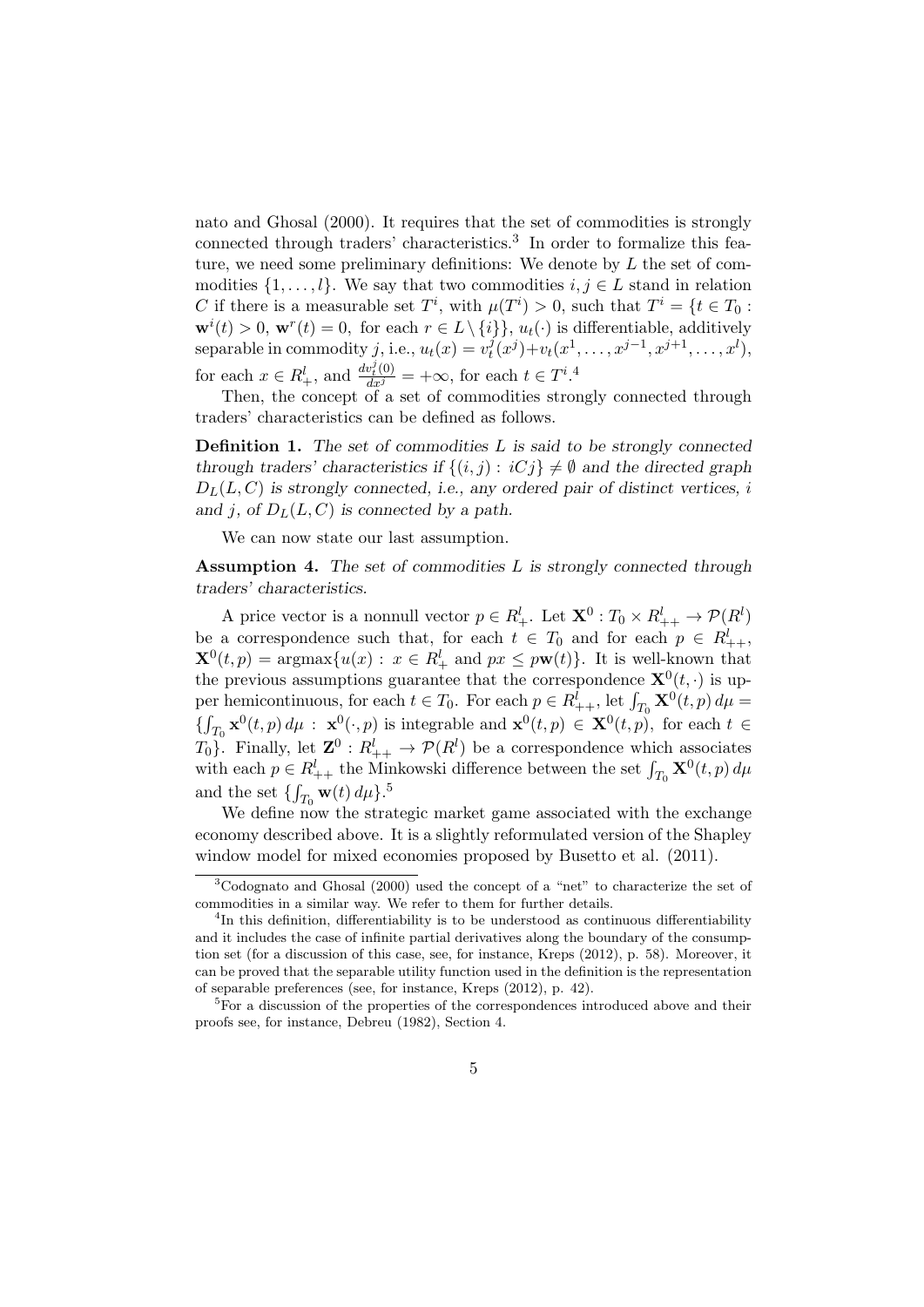nato and Ghosal (2000). It requires that the set of commodities is strongly connected through traders' characteristics.[3] In order to formalize this feature, we need some preliminary definitions: We denote by $L$ the set of commodities $\{1, \ldots, l\}$. We say that two commodities $i, j \in L$ stand in relation $C$ if there is a measurable set $T^i$, with $\mu(T^i) > 0$, such that $T^i = \{t \in T_0 : \mathbf{w}^i(t) > 0,\ \mathbf{w}^r(t) = 0,$ for each $r \in L \setminus \{i\}\}$, $u_t(\cdot)$ is differentiable, additively separable in commodity $j$, i.e., $u_t(x) = v_t^j(x^j) + v_t(x^1, \ldots, x^{j-1}, x^{j+1}, \ldots, x^l)$, for each $x \in R_+^l$, and $\frac{dv_t^j(0)}{dx^j} = +\infty$, for each $t \in T^i$.[4]

Then, the concept of a set of commodities strongly connected through traders' characteristics can be defined as follows.

**Definition 1.** *The set of commodities $L$ is said to be strongly connected through traders' characteristics if $\{(i, j) : iCj\} \neq \emptyset$ and the directed graph $D_L(L, C)$ is strongly connected, i.e., any ordered pair of distinct vertices, $i$ and $j$, of $D_L(L, C)$ is connected by a path.*

We can now state our last assumption.

**Assumption 4.** *The set of commodities $L$ is strongly connected through traders' characteristics.*

A price vector is a nonnull vector $p \in R_+^l$. Let $\mathbf{X}^0 : T_0 \times R_{++}^l \to \mathcal{P}(R^l)$ be a correspondence such that, for each $t \in T_0$ and for each $p \in R_{++}^l$, $\mathbf{X}^0(t, p) = \operatorname{argmax}\{u(x) : x \in R_+^l \text{ and } px \leq p\mathbf{w}(t)\}$. It is well-known that the previous assumptions guarantee that the correspondence $\mathbf{X}^0(t, \cdot)$ is upper hemicontinuous, for each $t \in T_0$. For each $p \in R_{++}^l$, let $\int_{T_0} \mathbf{X}^0(t, p)\, d\mu = \{\int_{T_0} \mathbf{x}^0(t, p)\, d\mu : \mathbf{x}^0(\cdot, p)$ is integrable and $\mathbf{x}^0(t, p) \in \mathbf{X}^0(t, p)$, for each $t \in T_0\}$. Finally, let $\mathbf{Z}^0 : R_{++}^l \to \mathcal{P}(R^l)$ be a correspondence which associates with each $p \in R_{++}^l$ the Minkowski difference between the set $\int_{T_0} \mathbf{X}^0(t, p)\, d\mu$ and the set $\{\int_{T_0} \mathbf{w}(t)\, d\mu\}$.[5]

We define now the strategic market game associated with the exchange economy described above. It is a slightly reformulated version of the Shapley window model for mixed economies proposed by Busetto et al. (2011).

---

[3] Codognato and Ghosal (2000) used the concept of a "net" to characterize the set of commodities in a similar way. We refer to them for further details.

[4] In this definition, differentiability is to be understood as continuous differentiability and it includes the case of infinite partial derivatives along the boundary of the consumption set (for a discussion of this case, see, for instance, Kreps (2012), p. 58). Moreover, it can be proved that the separable utility function used in the definition is the representation of separable preferences (see, for instance, Kreps (2012), p. 42).

[5] For a discussion of the properties of the correspondences introduced above and their proofs see, for instance, Debreu (1982), Section 4.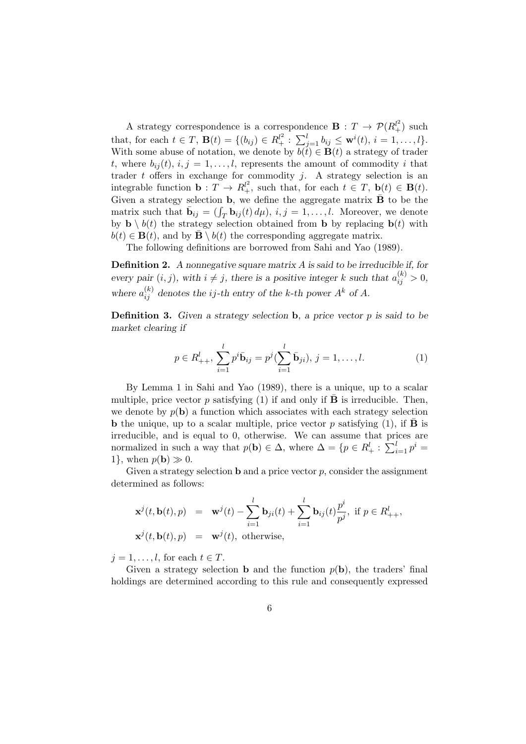A strategy correspondence is a correspondence $\mathbf{B} : T \to \mathcal{P}(R_+^{l^2})$ such that, for each $t \in T$, $\mathbf{B}(t) = \{(b_{ij}) \in R_+^{l^2} : \sum_{j=1}^{l} b_{ij} \leq \mathbf{w}^i(t),\ i = 1, \ldots, l\}$. With some abuse of notation, we denote by $b(t) \in \mathbf{B}(t)$ a strategy of trader $t$, where $b_{ij}(t)$, $i, j = 1, \ldots, l$, represents the amount of commodity $i$ that trader $t$ offers in exchange for commodity $j$. A strategy selection is an integrable function $\mathbf{b} : T \to R_+^{l^2}$, such that, for each $t \in T$, $\mathbf{b}(t) \in \mathbf{B}(t)$. Given a strategy selection $\mathbf{b}$, we define the aggregate matrix $\bar{\mathbf{B}}$ to be the matrix such that $\bar{\mathbf{b}}_{ij} = (\int_T \mathbf{b}_{ij}(t)\, d\mu)$, $i, j = 1, \ldots, l$. Moreover, we denote by $\mathbf{b} \setminus b(t)$ the strategy selection obtained from $\mathbf{b}$ by replacing $\mathbf{b}(t)$ with $b(t) \in \mathbf{B}(t)$, and by $\bar{\mathbf{B}} \setminus b(t)$ the corresponding aggregate matrix.

The following definitions are borrowed from Sahi and Yao (1989).

**Definition 2.** *A nonnegative square matrix $A$ is said to be irreducible if, for every pair $(i, j)$, with $i \neq j$, there is a positive integer $k$ such that $a_{ij}^{(k)} > 0$, where $a_{ij}^{(k)}$ denotes the $ij$-th entry of the $k$-th power $A^k$ of $A$.*

**Definition 3.** *Given a strategy selection $\mathbf{b}$, a price vector $p$ is said to be market clearing if*

$$p \in R_{++}^l, \ \sum_{i=1}^{l} p^i \bar{\mathbf{b}}_{ij} = p^j (\sum_{i=1}^{l} \bar{\mathbf{b}}_{ji}), \ j = 1, \ldots, l. \tag{1}$$

By Lemma 1 in Sahi and Yao (1989), there is a unique, up to a scalar multiple, price vector $p$ satisfying (1) if and only if $\bar{\mathbf{B}}$ is irreducible. Then, we denote by $p(\mathbf{b})$ a function which associates with each strategy selection $\mathbf{b}$ the unique, up to a scalar multiple, price vector $p$ satisfying (1), if $\bar{\mathbf{B}}$ is irreducible, and is equal to 0, otherwise. We can assume that prices are normalized in such a way that $p(\mathbf{b}) \in \Delta$, where $\Delta = \{p \in R_+^l : \sum_{i=1}^{l} p^i = 1\}$, when $p(\mathbf{b}) \gg 0$.

Given a strategy selection $\mathbf{b}$ and a price vector $p$, consider the assignment determined as follows:

$$\begin{aligned}
\mathbf{x}^j(t, \mathbf{b}(t), p) &= \mathbf{w}^j(t) - \sum_{i=1}^{l} \mathbf{b}_{ji}(t) + \sum_{i=1}^{l} \mathbf{b}_{ij}(t) \frac{p^i}{p^j}, \ \text{if } p \in R_{++}^l, \\
\mathbf{x}^j(t, \mathbf{b}(t), p) &= \mathbf{w}^j(t), \ \text{otherwise,}
\end{aligned}$$

$j = 1, \ldots, l$, for each $t \in T$.

Given a strategy selection $\mathbf{b}$ and the function $p(\mathbf{b})$, the traders' final holdings are determined according to this rule and consequently expressed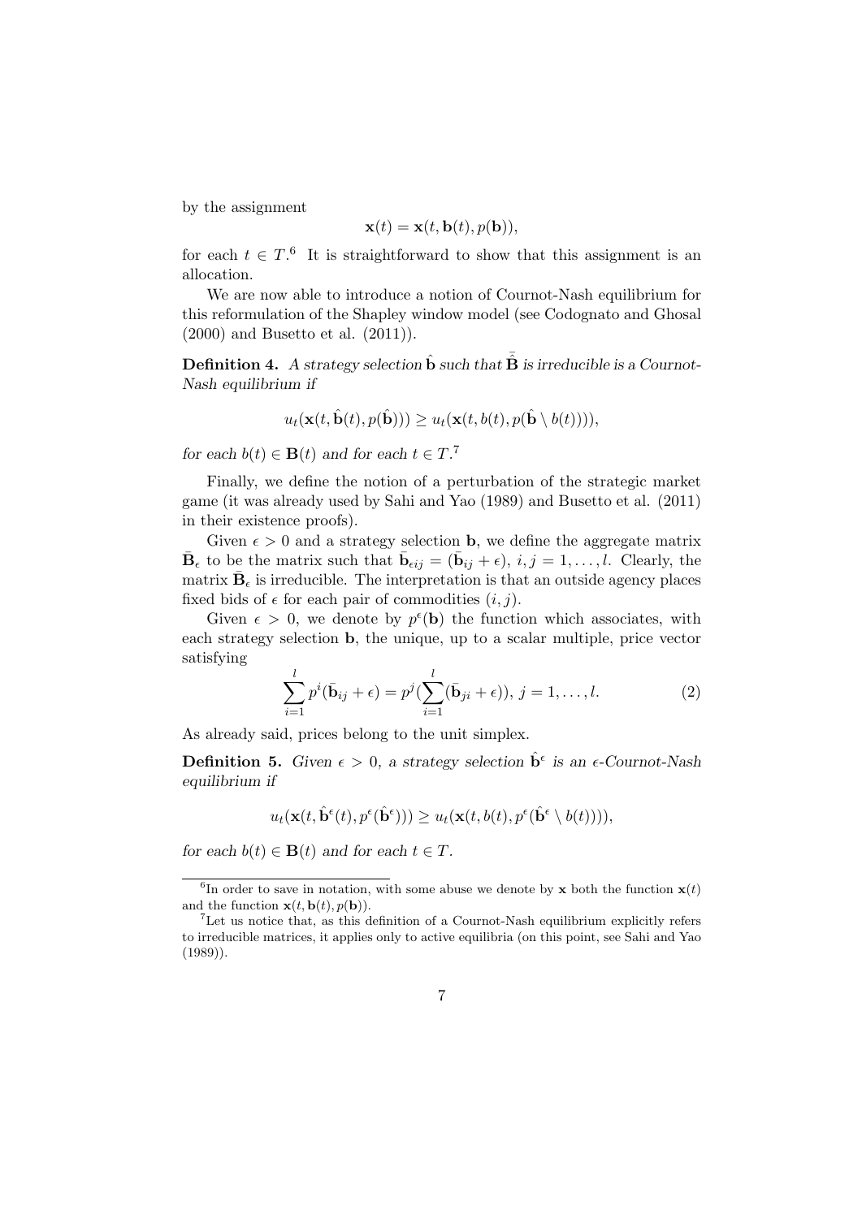by the assignment

$$\mathbf{x}(t) = \mathbf{x}(t, \mathbf{b}(t), p(\mathbf{b})),$$

for each $t \in T$.[6] It is straightforward to show that this assignment is an allocation.

We are now able to introduce a notion of Cournot-Nash equilibrium for this reformulation of the Shapley window model (see Codognato and Ghosal (2000) and Busetto et al. (2011)).

**Definition 4.** *A strategy selection $\hat{\mathbf{b}}$ such that $\bar{\hat{\mathbf{B}}}$ is irreducible is a Cournot-Nash equilibrium if*

$$u_t(\mathbf{x}(t, \hat{\mathbf{b}}(t), p(\hat{\mathbf{b}}))) \geq u_t(\mathbf{x}(t, b(t), p(\hat{\mathbf{b}} \setminus b(t)))),$$

*for each $b(t) \in \mathbf{B}(t)$ and for each $t \in T$.*[7]

Finally, we define the notion of a perturbation of the strategic market game (it was already used by Sahi and Yao (1989) and Busetto et al. (2011) in their existence proofs).

Given $\epsilon > 0$ and a strategy selection $\mathbf{b}$, we define the aggregate matrix $\bar{\mathbf{B}}_\epsilon$ to be the matrix such that $\bar{\mathbf{b}}_{\epsilon ij} = (\bar{\mathbf{b}}_{ij} + \epsilon)$, $i, j = 1, \ldots, l$. Clearly, the matrix $\bar{\mathbf{B}}_\epsilon$ is irreducible. The interpretation is that an outside agency places fixed bids of $\epsilon$ for each pair of commodities $(i, j)$.

Given $\epsilon > 0$, we denote by $p^\epsilon(\mathbf{b})$ the function which associates, with each strategy selection $\mathbf{b}$, the unique, up to a scalar multiple, price vector satisfying

$$\sum_{i=1}^{l} p^i(\bar{\mathbf{b}}_{ij} + \epsilon) = p^j(\sum_{i=1}^{l}(\bar{\mathbf{b}}_{ji} + \epsilon)), \; j = 1, \ldots, l. \tag{2}$$

As already said, prices belong to the unit simplex.

**Definition 5.** *Given $\epsilon > 0$, a strategy selection $\hat{\mathbf{b}}^\epsilon$ is an $\epsilon$-Cournot-Nash equilibrium if*

$$u_t(\mathbf{x}(t, \hat{\mathbf{b}}^\epsilon(t), p^\epsilon(\hat{\mathbf{b}}^\epsilon))) \geq u_t(\mathbf{x}(t, b(t), p^\epsilon(\hat{\mathbf{b}}^\epsilon \setminus b(t)))),$$

*for each $b(t) \in \mathbf{B}(t)$ and for each $t \in T$.*

---

[6] In order to save in notation, with some abuse we denote by $\mathbf{x}$ both the function $\mathbf{x}(t)$ and the function $\mathbf{x}(t, \mathbf{b}(t), p(\mathbf{b}))$.

[7] Let us notice that, as this definition of a Cournot-Nash equilibrium explicitly refers to irreducible matrices, it applies only to active equilibria (on this point, see Sahi and Yao (1989)).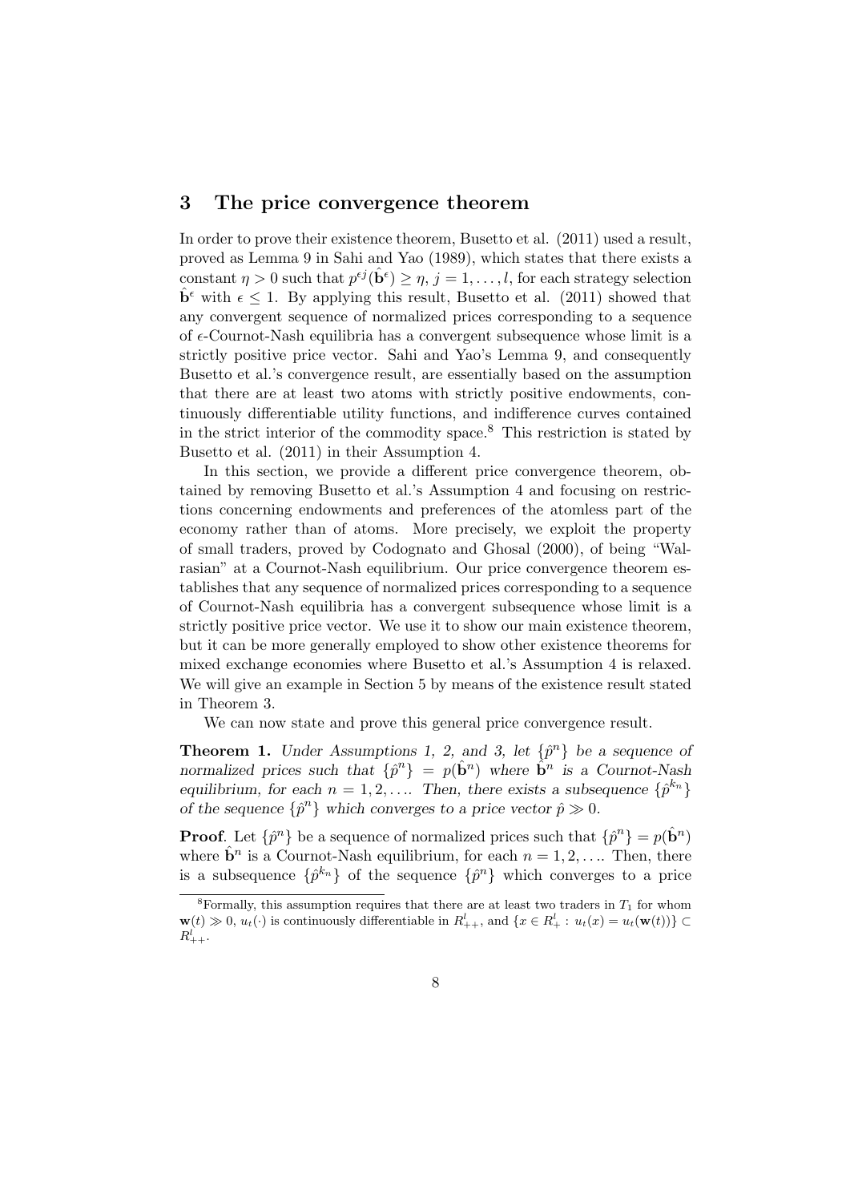## 3 The price convergence theorem

In order to prove their existence theorem, Busetto et al. (2011) used a result, proved as Lemma 9 in Sahi and Yao (1989), which states that there exists a constant $\eta > 0$ such that $p^{\epsilon j}(\hat{\mathbf{b}}^{\epsilon}) \geq \eta$, $j = 1, \ldots, l$, for each strategy selection $\hat{\mathbf{b}}^{\epsilon}$ with $\epsilon \leq 1$. By applying this result, Busetto et al. (2011) showed that any convergent sequence of normalized prices corresponding to a sequence of $\epsilon$-Cournot-Nash equilibria has a convergent subsequence whose limit is a strictly positive price vector. Sahi and Yao's Lemma 9, and consequently Busetto et al.'s convergence result, are essentially based on the assumption that there are at least two atoms with strictly positive endowments, continuously differentiable utility functions, and indifference curves contained in the strict interior of the commodity space.[8] This restriction is stated by Busetto et al. (2011) in their Assumption 4.

In this section, we provide a different price convergence theorem, obtained by removing Busetto et al.'s Assumption 4 and focusing on restrictions concerning endowments and preferences of the atomless part of the economy rather than of atoms. More precisely, we exploit the property of small traders, proved by Codognato and Ghosal (2000), of being "Walrasian" at a Cournot-Nash equilibrium. Our price convergence theorem establishes that any sequence of normalized prices corresponding to a sequence of Cournot-Nash equilibria has a convergent subsequence whose limit is a strictly positive price vector. We use it to show our main existence theorem, but it can be more generally employed to show other existence theorems for mixed exchange economies where Busetto et al.'s Assumption 4 is relaxed. We will give an example in Section 5 by means of the existence result stated in Theorem 3.

We can now state and prove this general price convergence result.

**Theorem 1.** *Under Assumptions 1, 2, and 3, let $\{\hat{p}^n\}$ be a sequence of normalized prices such that $\{\hat{p}^n\} = p(\hat{\mathbf{b}}^n)$ where $\hat{\mathbf{b}}^n$ is a Cournot-Nash equilibrium, for each $n = 1, 2, \ldots$. Then, there exists a subsequence $\{\hat{p}^{k_n}\}$ of the sequence $\{\hat{p}^n\}$ which converges to a price vector $\hat{p} \gg 0$.*

**Proof**. Let $\{\hat{p}^n\}$ be a sequence of normalized prices such that $\{\hat{p}^n\} = p(\hat{\mathbf{b}}^n)$ where $\hat{\mathbf{b}}^n$ is a Cournot-Nash equilibrium, for each $n = 1, 2, \ldots$. Then, there is a subsequence $\{\hat{p}^{k_n}\}$ of the sequence $\{\hat{p}^n\}$ which converges to a price

---

[8] Formally, this assumption requires that there are at least two traders in $T_1$ for whom $\mathbf{w}(t) \gg 0$, $u_t(\cdot)$ is continuously differentiable in $R^l_{++}$, and $\{x \in R^l_+ : u_t(x) = u_t(\mathbf{w}(t))\} \subset R^l_{++}$.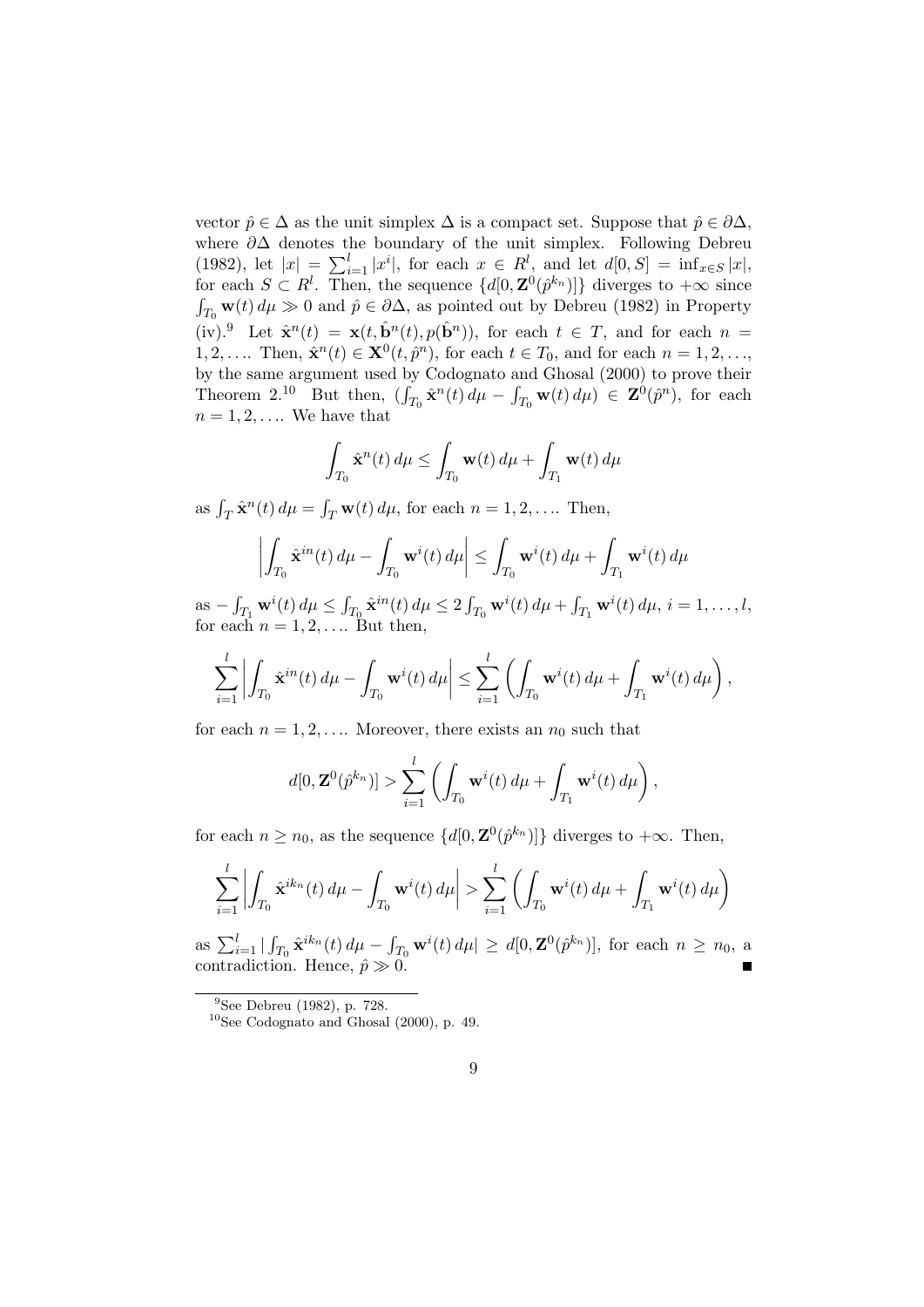vector $\hat{p} \in \Delta$ as the unit simplex $\Delta$ is a compact set. Suppose that $\hat{p} \in \partial\Delta$, where $\partial\Delta$ denotes the boundary of the unit simplex. Following Debreu (1982), let $|x| = \sum_{i=1}^{l} |x^i|$, for each $x \in R^l$, and let $d[0, S] = \inf_{x \in S} |x|$, for each $S \subset R^l$. Then, the sequence $\{d[0, \mathbf{Z}^0(\hat{p}^{k_n})]\}$ diverges to $+\infty$ since $\int_{T_0} \mathbf{w}(t)\, d\mu \gg 0$ and $\hat{p} \in \partial\Delta$, as pointed out by Debreu (1982) in Property (iv).[9] Let $\hat{\mathbf{x}}^n(t) = \mathbf{x}(t, \hat{\mathbf{b}}^n(t), p(\hat{\mathbf{b}}^n))$, for each $t \in T$, and for each $n = 1, 2, \ldots$. Then, $\hat{\mathbf{x}}^n(t) \in \mathbf{X}^0(t, \hat{p}^n)$, for each $t \in T_0$, and for each $n = 1, 2, \ldots$, by the same argument used by Codognato and Ghosal (2000) to prove their Theorem 2.[10] But then, $(\int_{T_0} \hat{\mathbf{x}}^n(t)\, d\mu - \int_{T_0} \mathbf{w}(t)\, d\mu) \in \mathbf{Z}^0(\hat{p}^n)$, for each $n = 1, 2, \ldots$. We have that

$$\int_{T_0} \hat{\mathbf{x}}^n(t)\, d\mu \leq \int_{T_0} \mathbf{w}(t)\, d\mu + \int_{T_1} \mathbf{w}(t)\, d\mu$$

as $\int_T \hat{\mathbf{x}}^n(t)\, d\mu = \int_T \mathbf{w}(t)\, d\mu$, for each $n = 1, 2, \ldots$. Then,

$$\left| \int_{T_0} \hat{\mathbf{x}}^{in}(t)\, d\mu - \int_{T_0} \mathbf{w}^i(t)\, d\mu \right| \leq \int_{T_0} \mathbf{w}^i(t)\, d\mu + \int_{T_1} \mathbf{w}^i(t)\, d\mu$$

as $-\int_{T_1} \mathbf{w}^i(t)\, d\mu \leq \int_{T_0} \hat{\mathbf{x}}^{in}(t)\, d\mu \leq 2\int_{T_0} \mathbf{w}^i(t)\, d\mu + \int_{T_1} \mathbf{w}^i(t)\, d\mu$, $i = 1, \ldots, l$, for each $n = 1, 2, \ldots$. But then,

$$\sum_{i=1}^{l} \left| \int_{T_0} \hat{\mathbf{x}}^{in}(t)\, d\mu - \int_{T_0} \mathbf{w}^i(t)\, d\mu \right| \leq \sum_{i=1}^{l} \left( \int_{T_0} \mathbf{w}^i(t)\, d\mu + \int_{T_1} \mathbf{w}^i(t)\, d\mu \right),$$

for each $n = 1, 2, \ldots$. Moreover, there exists an $n_0$ such that

$$d[0, \mathbf{Z}^0(\hat{p}^{k_n})] > \sum_{i=1}^{l} \left( \int_{T_0} \mathbf{w}^i(t)\, d\mu + \int_{T_1} \mathbf{w}^i(t)\, d\mu \right),$$

for each $n \geq n_0$, as the sequence $\{d[0, \mathbf{Z}^0(\hat{p}^{k_n})]\}$ diverges to $+\infty$. Then,

$$\sum_{i=1}^{l} \left| \int_{T_0} \hat{\mathbf{x}}^{ik_n}(t)\, d\mu - \int_{T_0} \mathbf{w}^i(t)\, d\mu \right| > \sum_{i=1}^{l} \left( \int_{T_0} \mathbf{w}^i(t)\, d\mu + \int_{T_1} \mathbf{w}^i(t)\, d\mu \right)$$

as $\sum_{i=1}^{l} | \int_{T_0} \hat{\mathbf{x}}^{ik_n}(t)\, d\mu - \int_{T_0} \mathbf{w}^i(t)\, d\mu| \geq d[0, \mathbf{Z}^0(\hat{p}^{k_n})]$, for each $n \geq n_0$, a contradiction. Hence, $\hat{p} \gg 0$. ∎

[9] See Debreu (1982), p. 728.

[10] See Codognato and Ghosal (2000), p. 49.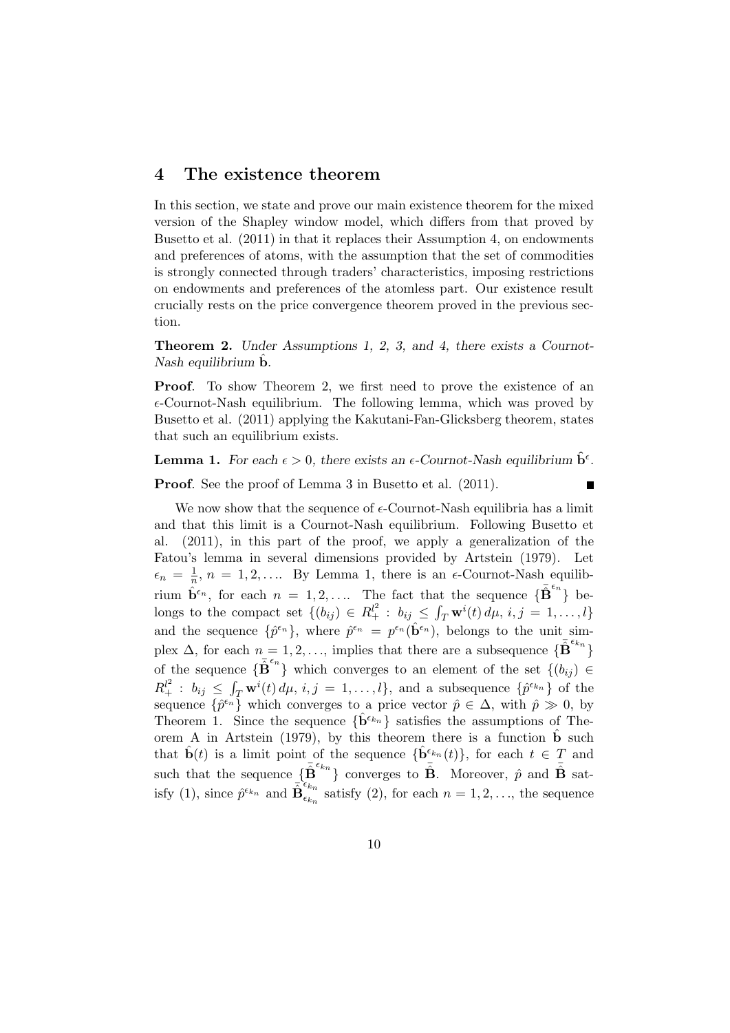# 4 The existence theorem

In this section, we state and prove our main existence theorem for the mixed version of the Shapley window model, which differs from that proved by Busetto et al. (2011) in that it replaces their Assumption 4, on endowments and preferences of atoms, with the assumption that the set of commodities is strongly connected through traders' characteristics, imposing restrictions on endowments and preferences of the atomless part. Our existence result crucially rests on the price convergence theorem proved in the previous section.

**Theorem 2.** *Under Assumptions 1, 2, 3, and 4, there exists a Cournot-Nash equilibrium* $\hat{\mathbf{b}}$*.*

**Proof**. To show Theorem 2, we first need to prove the existence of an $\epsilon$-Cournot-Nash equilibrium. The following lemma, which was proved by Busetto et al. (2011) applying the Kakutani-Fan-Glicksberg theorem, states that such an equilibrium exists.

**Lemma 1.** *For each* $\epsilon > 0$*, there exists an* $\epsilon$*-Cournot-Nash equilibrium* $\hat{\mathbf{b}}^{\epsilon}$*.*

**Proof**. See the proof of Lemma 3 in Busetto et al. (2011). ∎

We now show that the sequence of $\epsilon$-Cournot-Nash equilibria has a limit and that this limit is a Cournot-Nash equilibrium. Following Busetto et al. (2011), in this part of the proof, we apply a generalization of the Fatou's lemma in several dimensions provided by Artstein (1979). Let $\epsilon_n = \frac{1}{n}$, $n = 1, 2, \ldots$. By Lemma 1, there is an $\epsilon$-Cournot-Nash equilibrium $\hat{\mathbf{b}}^{\epsilon_n}$, for each $n = 1, 2, \ldots$. The fact that the sequence $\{\bar{\hat{\mathbf{B}}}^{\epsilon_n}\}$ belongs to the compact set $\{(b_{ij}) \in R_+^{l^2} : b_{ij} \leq \int_T \mathbf{w}^i(t)\, d\mu,\, i, j = 1, \ldots, l\}$ and the sequence $\{\hat{p}^{\epsilon_n}\}$, where $\hat{p}^{\epsilon_n} = p^{\epsilon_n}(\hat{\mathbf{b}}^{\epsilon_n})$, belongs to the unit simplex $\Delta$, for each $n = 1, 2, \ldots$, implies that there are a subsequence $\{\bar{\hat{\mathbf{B}}}^{\epsilon_{k_n}}\}$ of the sequence $\{\bar{\hat{\mathbf{B}}}^{\epsilon_n}\}$ which converges to an element of the set $\{(b_{ij}) \in R_+^{l^2} : b_{ij} \leq \int_T \mathbf{w}^i(t)\, d\mu,\, i, j = 1, \ldots, l\}$, and a subsequence $\{\hat{p}^{\epsilon_{k_n}}\}$ of the sequence $\{\hat{p}^{\epsilon_n}\}$ which converges to a price vector $\hat{p} \in \Delta$, with $\hat{p} \gg 0$, by Theorem 1. Since the sequence $\{\hat{\mathbf{b}}^{\epsilon_{k_n}}\}$ satisfies the assumptions of Theorem A in Artstein (1979), by this theorem there is a function $\hat{\mathbf{b}}$ such that $\hat{\mathbf{b}}(t)$ is a limit point of the sequence $\{\hat{\mathbf{b}}^{\epsilon_{k_n}}(t)\}$, for each $t \in T$ and such that the sequence $\{\bar{\hat{\mathbf{B}}}^{\epsilon_{k_n}}\}$ converges to $\bar{\hat{\mathbf{B}}}$. Moreover, $\hat{p}$ and $\bar{\hat{\mathbf{B}}}$ satisfy (1), since $\hat{p}^{\epsilon_{k_n}}$ and $\bar{\hat{\mathbf{B}}}^{\epsilon_{k_n}}_{\epsilon_{k_n}}$ satisfy (2), for each $n = 1, 2, \ldots$, the sequence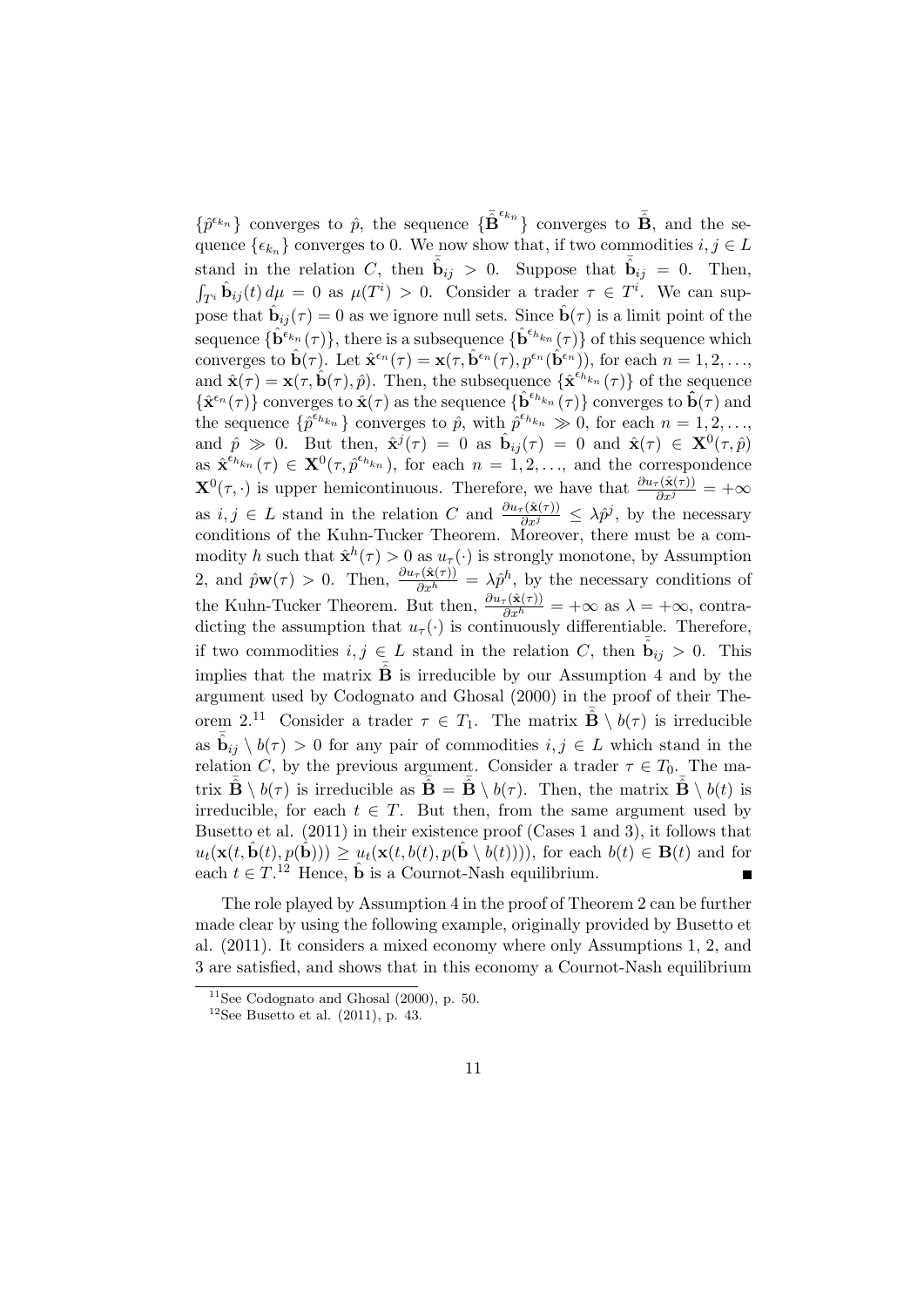$\{\hat{p}^{\epsilon_{k_n}}\}$ converges to $\hat{p}$, the sequence $\{\bar{\hat{\mathbf{B}}}^{\epsilon_{k_n}}\}$ converges to $\bar{\hat{\mathbf{B}}}$, and the sequence $\{\epsilon_{k_n}\}$ converges to 0. We now show that, if two commodities $i, j \in L$ stand in the relation $C$, then $\bar{\hat{\mathbf{b}}}_{ij} > 0$. Suppose that $\bar{\hat{\mathbf{b}}}_{ij} = 0$. Then, $\int_{T^i} \hat{\mathbf{b}}_{ij}(t)\, d\mu = 0$ as $\mu(T^i) > 0$. Consider a trader $\tau \in T^i$. We can suppose that $\hat{\mathbf{b}}_{ij}(\tau) = 0$ as we ignore null sets. Since $\hat{\mathbf{b}}(\tau)$ is a limit point of the sequence $\{\hat{\mathbf{b}}^{\epsilon_{k_n}}(\tau)\}$, there is a subsequence $\{\hat{\mathbf{b}}^{\epsilon_{h_{k_n}}}(\tau)\}$ of this sequence which converges to $\hat{\mathbf{b}}(\tau)$. Let $\hat{\mathbf{x}}^{\epsilon_n}(\tau) = \mathbf{x}(\tau, \hat{\mathbf{b}}^{\epsilon_n}(\tau), p^{\epsilon_n}(\hat{\mathbf{b}}^{\epsilon_n}))$, for each $n = 1, 2, \ldots$, and $\hat{\mathbf{x}}(\tau) = \mathbf{x}(\tau, \hat{\mathbf{b}}(\tau), \hat{p})$. Then, the subsequence $\{\hat{\mathbf{x}}^{\epsilon_{h_{k_n}}}(\tau)\}$ of the sequence $\{\hat{\mathbf{x}}^{\epsilon_n}(\tau)\}$ converges to $\hat{\mathbf{x}}(\tau)$ as the sequence $\{\hat{\mathbf{b}}^{\epsilon_{h_{k_n}}}(\tau)\}$ converges to $\hat{\mathbf{b}}(\tau)$ and the sequence $\{\hat{p}^{\epsilon_{h_{k_n}}}\}$ converges to $\hat{p}$, with $\hat{p}^{\epsilon_{h_{k_n}}} \gg 0$, for each $n = 1, 2, \ldots$, and $\hat{p} \gg 0$. But then, $\hat{\mathbf{x}}^j(\tau) = 0$ as $\hat{\mathbf{b}}_{ij}(\tau) = 0$ and $\hat{\mathbf{x}}(\tau) \in \mathbf{X}^0(\tau, \hat{p})$ as $\hat{\mathbf{x}}^{\epsilon_{h_{k_n}}}(\tau) \in \mathbf{X}^0(\tau, \hat{p}^{\epsilon_{h_{k_n}}})$, for each $n = 1, 2, \ldots$, and the correspondence $\mathbf{X}^0(\tau, \cdot)$ is upper hemicontinuous. Therefore, we have that $\frac{\partial u_\tau(\hat{\mathbf{x}}(\tau))}{\partial x^j} = +\infty$ as $i, j \in L$ stand in the relation $C$ and $\frac{\partial u_\tau(\hat{\mathbf{x}}(\tau))}{\partial x^j} \leq \lambda \hat{p}^j$, by the necessary conditions of the Kuhn-Tucker Theorem. Moreover, there must be a commodity $h$ such that $\hat{\mathbf{x}}^h(\tau) > 0$ as $u_\tau(\cdot)$ is strongly monotone, by Assumption 2, and $\hat{p}\mathbf{w}(\tau) > 0$. Then, $\frac{\partial u_\tau(\hat{\mathbf{x}}(\tau))}{\partial x^h} = \lambda \hat{p}^h$, by the necessary conditions of the Kuhn-Tucker Theorem. But then, $\frac{\partial u_\tau(\hat{\mathbf{x}}(\tau))}{\partial x^h} = +\infty$ as $\lambda = +\infty$, contradicting the assumption that $u_\tau(\cdot)$ is continuously differentiable. Therefore, if two commodities $i, j \in L$ stand in the relation $C$, then $\bar{\hat{\mathbf{b}}}_{ij} > 0$. This implies that the matrix $\bar{\hat{\mathbf{B}}}$ is irreducible by our Assumption 4 and by the argument used by Codognato and Ghosal (2000) in the proof of their Theorem 2.[11] Consider a trader $\tau \in T_1$. The matrix $\bar{\hat{\mathbf{B}}} \setminus b(\tau)$ is irreducible as $\bar{\hat{\mathbf{b}}}_{ij} \setminus b(\tau) > 0$ for any pair of commodities $i, j \in L$ which stand in the relation $C$, by the previous argument. Consider a trader $\tau \in T_0$. The matrix $\bar{\hat{\mathbf{B}}} \setminus b(\tau)$ is irreducible as $\bar{\hat{\mathbf{B}}} = \bar{\hat{\mathbf{B}}} \setminus b(\tau)$. Then, the matrix $\bar{\hat{\mathbf{B}}} \setminus b(t)$ is irreducible, for each $t \in T$. But then, from the same argument used by Busetto et al. (2011) in their existence proof (Cases 1 and 3), it follows that $u_t(\mathbf{x}(t, \hat{\mathbf{b}}(t), p(\hat{\mathbf{b}}))) \geq u_t(\mathbf{x}(t, b(t), p(\hat{\mathbf{b}} \setminus b(t))))$, for each $b(t) \in \mathbf{B}(t)$ and for each $t \in T$.[12] Hence, $\hat{\mathbf{b}}$ is a Cournot-Nash equilibrium. ∎

The role played by Assumption 4 in the proof of Theorem 2 can be further made clear by using the following example, originally provided by Busetto et al. (2011). It considers a mixed economy where only Assumptions 1, 2, and 3 are satisfied, and shows that in this economy a Cournot-Nash equilibrium

[11] See Codognato and Ghosal (2000), p. 50.

[12] See Busetto et al. (2011), p. 43.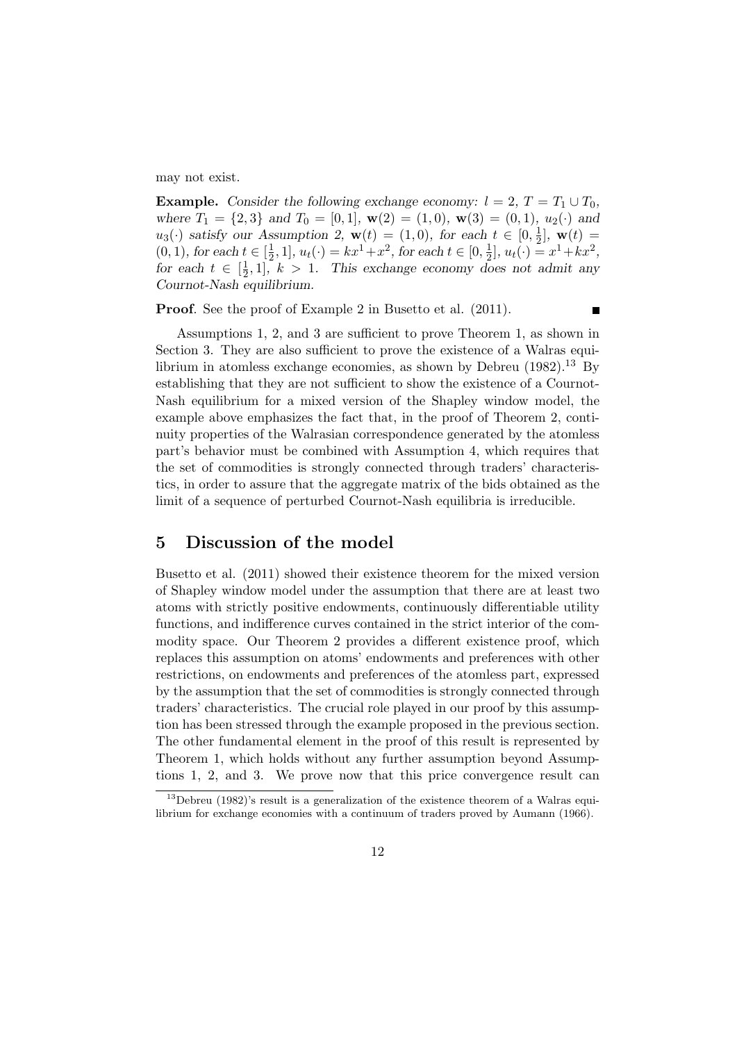may not exist.

**Example.** *Consider the following exchange economy: $l = 2$, $T = T_1 \cup T_0$, where $T_1 = \{2, 3\}$ and $T_0 = [0, 1]$, $\mathbf{w}(2) = (1, 0)$, $\mathbf{w}(3) = (0, 1)$, $u_2(\cdot)$ and $u_3(\cdot)$ satisfy our Assumption 2, $\mathbf{w}(t) = (1, 0)$, for each $t \in [0, \frac{1}{2}]$, $\mathbf{w}(t) = (0, 1)$, for each $t \in [\frac{1}{2}, 1]$, $u_t(\cdot) = kx^1 + x^2$, for each $t \in [0, \frac{1}{2}]$, $u_t(\cdot) = x^1 + kx^2$, for each $t \in [\frac{1}{2}, 1]$, $k > 1$. This exchange economy does not admit any Cournot-Nash equilibrium.*

**Proof**. See the proof of Example 2 in Busetto et al. (2011). ■

Assumptions 1, 2, and 3 are sufficient to prove Theorem 1, as shown in Section 3. They are also sufficient to prove the existence of a Walras equilibrium in atomless exchange economies, as shown by Debreu (1982).[13] By establishing that they are not sufficient to show the existence of a Cournot-Nash equilibrium for a mixed version of the Shapley window model, the example above emphasizes the fact that, in the proof of Theorem 2, continuity properties of the Walrasian correspondence generated by the atomless part's behavior must be combined with Assumption 4, which requires that the set of commodities is strongly connected through traders' characteristics, in order to assure that the aggregate matrix of the bids obtained as the limit of a sequence of perturbed Cournot-Nash equilibria is irreducible.

## 5 Discussion of the model

Busetto et al. (2011) showed their existence theorem for the mixed version of Shapley window model under the assumption that there are at least two atoms with strictly positive endowments, continuously differentiable utility functions, and indifference curves contained in the strict interior of the commodity space. Our Theorem 2 provides a different existence proof, which replaces this assumption on atoms' endowments and preferences with other restrictions, on endowments and preferences of the atomless part, expressed by the assumption that the set of commodities is strongly connected through traders' characteristics. The crucial role played in our proof by this assumption has been stressed through the example proposed in the previous section. The other fundamental element in the proof of this result is represented by Theorem 1, which holds without any further assumption beyond Assumptions 1, 2, and 3. We prove now that this price convergence result can

[13] Debreu (1982)'s result is a generalization of the existence theorem of a Walras equilibrium for exchange economies with a continuum of traders proved by Aumann (1966).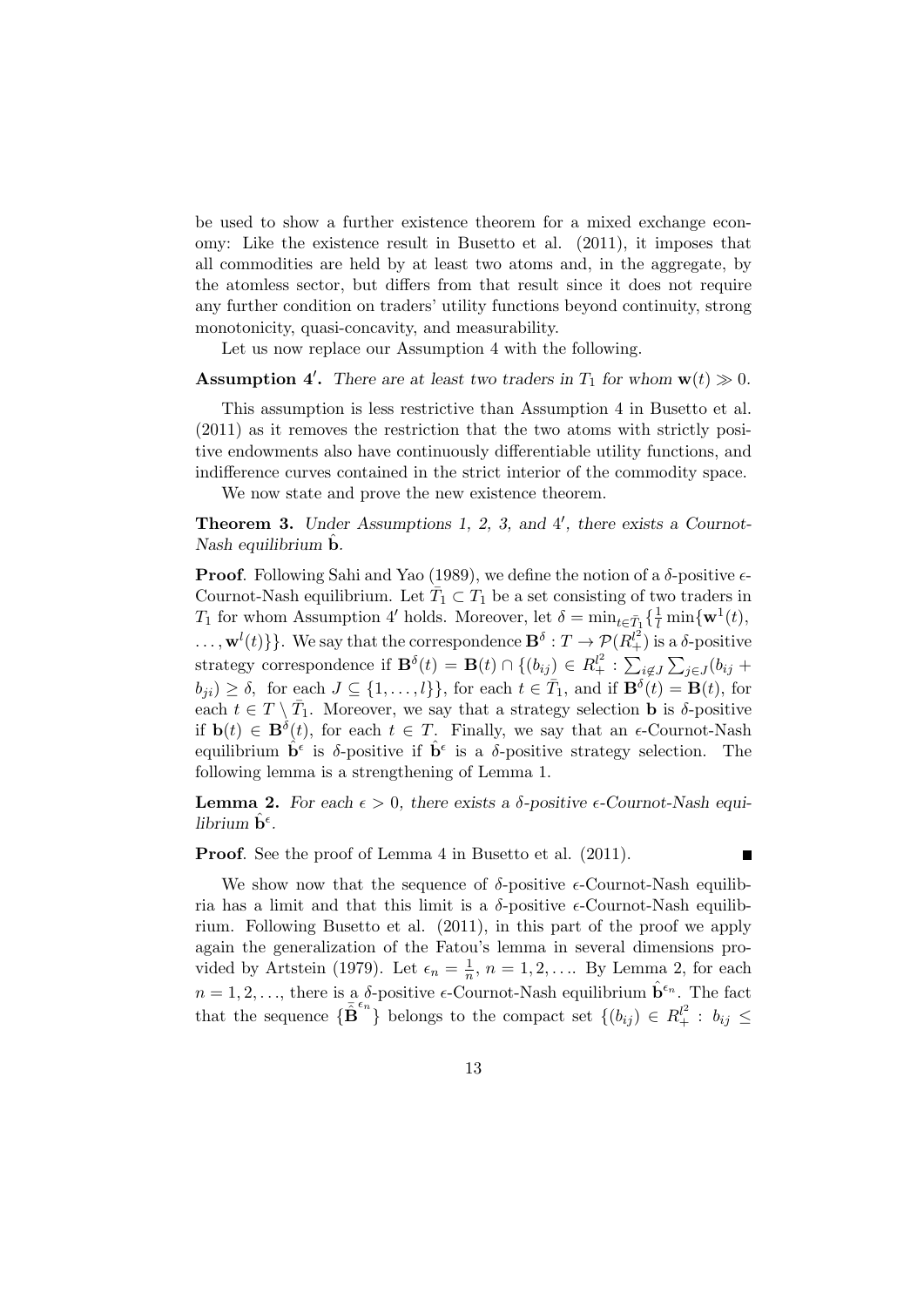be used to show a further existence theorem for a mixed exchange economy: Like the existence result in Busetto et al. (2011), it imposes that all commodities are held by at least two atoms and, in the aggregate, by the atomless sector, but differs from that result since it does not require any further condition on traders' utility functions beyond continuity, strong monotonicity, quasi-concavity, and measurability.

Let us now replace our Assumption 4 with the following.

**Assumption 4′.** *There are at least two traders in $T_1$ for whom $\mathbf{w}(t) \gg 0$.*

This assumption is less restrictive than Assumption 4 in Busetto et al. (2011) as it removes the restriction that the two atoms with strictly positive endowments also have continuously differentiable utility functions, and indifference curves contained in the strict interior of the commodity space.

We now state and prove the new existence theorem.

**Theorem 3.** *Under Assumptions 1, 2, 3, and 4′, there exists a Cournot-Nash equilibrium $\hat{\mathbf{b}}$.*

**Proof**. Following Sahi and Yao (1989), we define the notion of a $\delta$-positive $\epsilon$-Cournot-Nash equilibrium. Let $\bar{T}_1 \subset T_1$ be a set consisting of two traders in $T_1$ for whom Assumption 4′ holds. Moreover, let $\delta = \min_{t \in \bar{T}_1} \{\frac{1}{l} \min\{\mathbf{w}^1(t), \ldots, \mathbf{w}^l(t)\}\}$. We say that the correspondence $\mathbf{B}^\delta : T \to \mathcal{P}(R_+^{l^2})$ is a $\delta$-positive strategy correspondence if $\mathbf{B}^\delta(t) = \mathbf{B}(t) \cap \{(b_{ij}) \in R_+^{l^2} : \sum_{i \notin J} \sum_{j \in J} (b_{ij} + b_{ji}) \geq \delta, \text{ for each } J \subseteq \{1, \ldots, l\}\}$, for each $t \in \bar{T}_1$, and if $\mathbf{B}^\delta(t) = \mathbf{B}(t)$, for each $t \in T \setminus \bar{T}_1$. Moreover, we say that a strategy selection $\mathbf{b}$ is $\delta$-positive if $\mathbf{b}(t) \in \mathbf{B}^\delta(t)$, for each $t \in T$. Finally, we say that an $\epsilon$-Cournot-Nash equilibrium $\hat{\mathbf{b}}^\epsilon$ is $\delta$-positive if $\hat{\mathbf{b}}^\epsilon$ is a $\delta$-positive strategy selection. The following lemma is a strengthening of Lemma 1.

**Lemma 2.** *For each $\epsilon > 0$, there exists a $\delta$-positive $\epsilon$-Cournot-Nash equilibrium $\hat{\mathbf{b}}^\epsilon$.*

**Proof**. See the proof of Lemma 4 in Busetto et al. (2011). ∎

We show now that the sequence of $\delta$-positive $\epsilon$-Cournot-Nash equilibria has a limit and that this limit is a $\delta$-positive $\epsilon$-Cournot-Nash equilibrium. Following Busetto et al. (2011), in this part of the proof we apply again the generalization of the Fatou's lemma in several dimensions provided by Artstein (1979). Let $\epsilon_n = \frac{1}{n}$, $n = 1, 2, \ldots$. By Lemma 2, for each $n = 1, 2, \ldots$, there is a $\delta$-positive $\epsilon$-Cournot-Nash equilibrium $\hat{\mathbf{b}}^{\epsilon_n}$. The fact that the sequence $\{\bar{\hat{\mathbf{B}}}^{\epsilon_n}\}$ belongs to the compact set $\{(b_{ij}) \in R_+^{l^2} : b_{ij} \leq$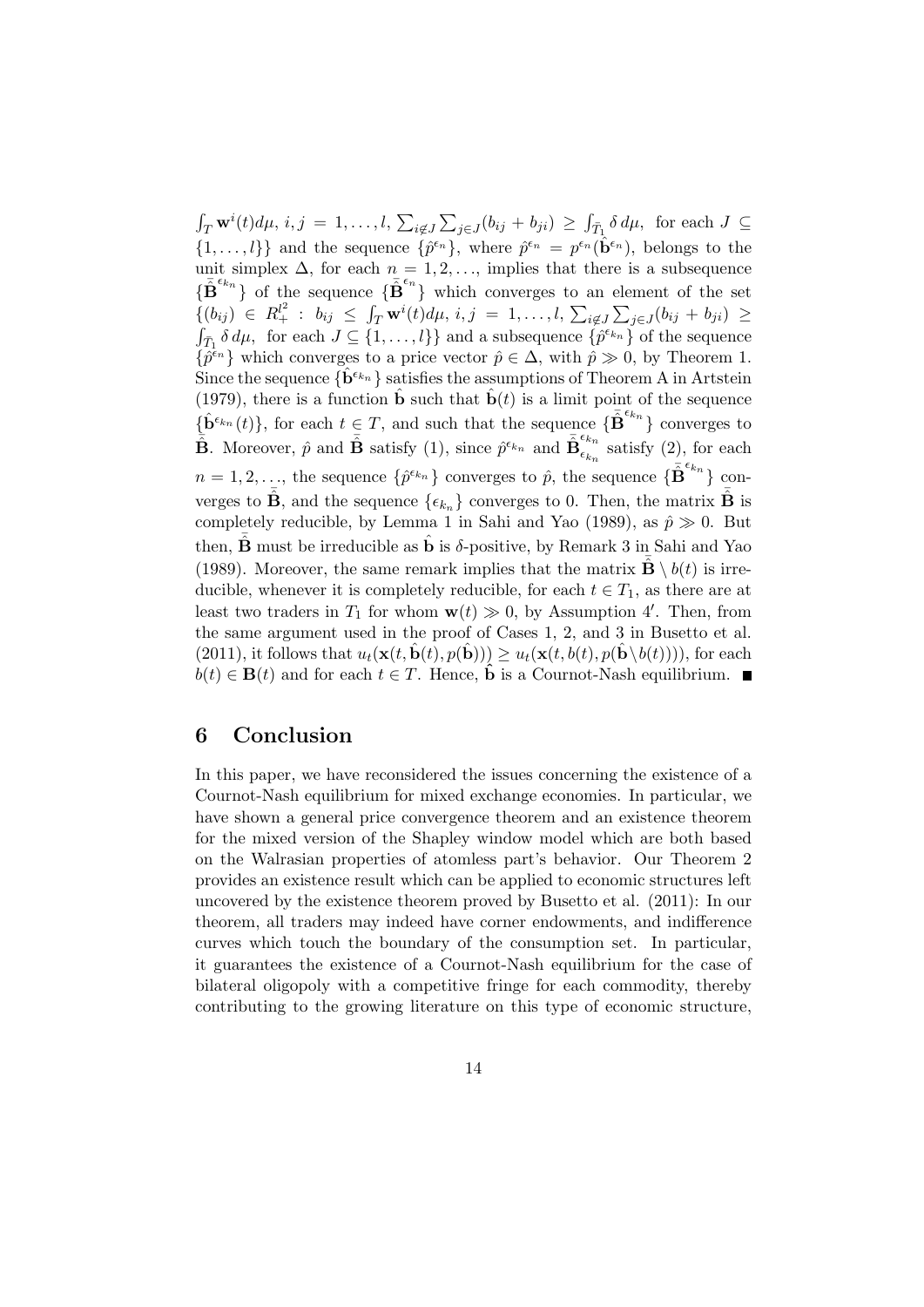$\int_T \mathbf{w}^i(t)d\mu,\ i,j = 1,\ldots,l,\ \sum_{i\notin J}\sum_{j\in J}(b_{ij}+b_{ji}) \geq \int_{\bar{T}_1} \delta\, d\mu,$ for each $J \subseteq \{1,\ldots,l\}\}$ and the sequence $\{\hat{p}^{\epsilon_n}\}$, where $\hat{p}^{\epsilon_n} = p^{\epsilon_n}(\hat{\mathbf{b}}^{\epsilon_n})$, belongs to the unit simplex $\Delta$, for each $n = 1,2,\ldots$, implies that there is a subsequence $\{\bar{\hat{\mathbf{B}}}^{\epsilon_{k_n}}\}$ of the sequence $\{\bar{\hat{\mathbf{B}}}^{\epsilon_n}\}$ which converges to an element of the set $\{(b_{ij}) \in R_+^{l^2} : b_{ij} \leq \int_T \mathbf{w}^i(t)d\mu,\ i,j = 1,\ldots,l,\ \sum_{i\notin J}\sum_{j\in J}(b_{ij}+b_{ji}) \geq \int_{\bar{T}_1} \delta\, d\mu,$ for each $J \subseteq \{1,\ldots,l\}\}$ and a subsequence $\{\hat{p}^{\epsilon_{k_n}}\}$ of the sequence $\{\hat{p}^{\epsilon_n}\}$ which converges to a price vector $\hat{p} \in \Delta$, with $\hat{p} \gg 0$, by Theorem 1. Since the sequence $\{\hat{\mathbf{b}}^{\epsilon_{k_n}}\}$ satisfies the assumptions of Theorem A in Artstein (1979), there is a function $\hat{\mathbf{b}}$ such that $\hat{\mathbf{b}}(t)$ is a limit point of the sequence $\{\hat{\mathbf{b}}^{\epsilon_{k_n}}(t)\}$, for each $t \in T$, and such that the sequence $\{\bar{\hat{\mathbf{B}}}^{\epsilon_{k_n}}\}$ converges to $\bar{\hat{\mathbf{B}}}$. Moreover, $\hat{p}$ and $\bar{\hat{\mathbf{B}}}$ satisfy (1), since $\hat{p}^{\epsilon_{k_n}}$ and $\bar{\hat{\mathbf{B}}}^{\epsilon_{k_n}}_{\epsilon_{k_n}}$ satisfy (2), for each $n = 1,2,\ldots$, the sequence $\{\hat{p}^{\epsilon_{k_n}}\}$ converges to $\hat{p}$, the sequence $\{\bar{\hat{\mathbf{B}}}^{\epsilon_{k_n}}\}$ converges to $\bar{\hat{\mathbf{B}}}$, and the sequence $\{\epsilon_{k_n}\}$ converges to 0. Then, the matrix $\bar{\hat{\mathbf{B}}}$ is completely reducible, by Lemma 1 in Sahi and Yao (1989), as $\hat{p} \gg 0$. But then, $\bar{\hat{\mathbf{B}}}$ must be irreducible as $\hat{\mathbf{b}}$ is $\delta$-positive, by Remark 3 in Sahi and Yao (1989). Moreover, the same remark implies that the matrix $\bar{\hat{\mathbf{B}}} \setminus b(t)$ is irreducible, whenever it is completely reducible, for each $t \in T_1$, as there are at least two traders in $T_1$ for whom $\mathbf{w}(t) \gg 0$, by Assumption 4$'$. Then, from the same argument used in the proof of Cases 1, 2, and 3 in Busetto et al. (2011), it follows that $u_t(\mathbf{x}(t, \hat{\mathbf{b}}(t), p(\hat{\mathbf{b}}))) \geq u_t(\mathbf{x}(t, b(t), p(\hat{\mathbf{b}} \setminus b(t))))$, for each $b(t) \in \mathbf{B}(t)$ and for each $t \in T$. Hence, $\hat{\mathbf{b}}$ is a Cournot-Nash equilibrium. ■

## 6 Conclusion

In this paper, we have reconsidered the issues concerning the existence of a Cournot-Nash equilibrium for mixed exchange economies. In particular, we have shown a general price convergence theorem and an existence theorem for the mixed version of the Shapley window model which are both based on the Walrasian properties of atomless part's behavior. Our Theorem 2 provides an existence result which can be applied to economic structures left uncovered by the existence theorem proved by Busetto et al. (2011): In our theorem, all traders may indeed have corner endowments, and indifference curves which touch the boundary of the consumption set. In particular, it guarantees the existence of a Cournot-Nash equilibrium for the case of bilateral oligopoly with a competitive fringe for each commodity, thereby contributing to the growing literature on this type of economic structure,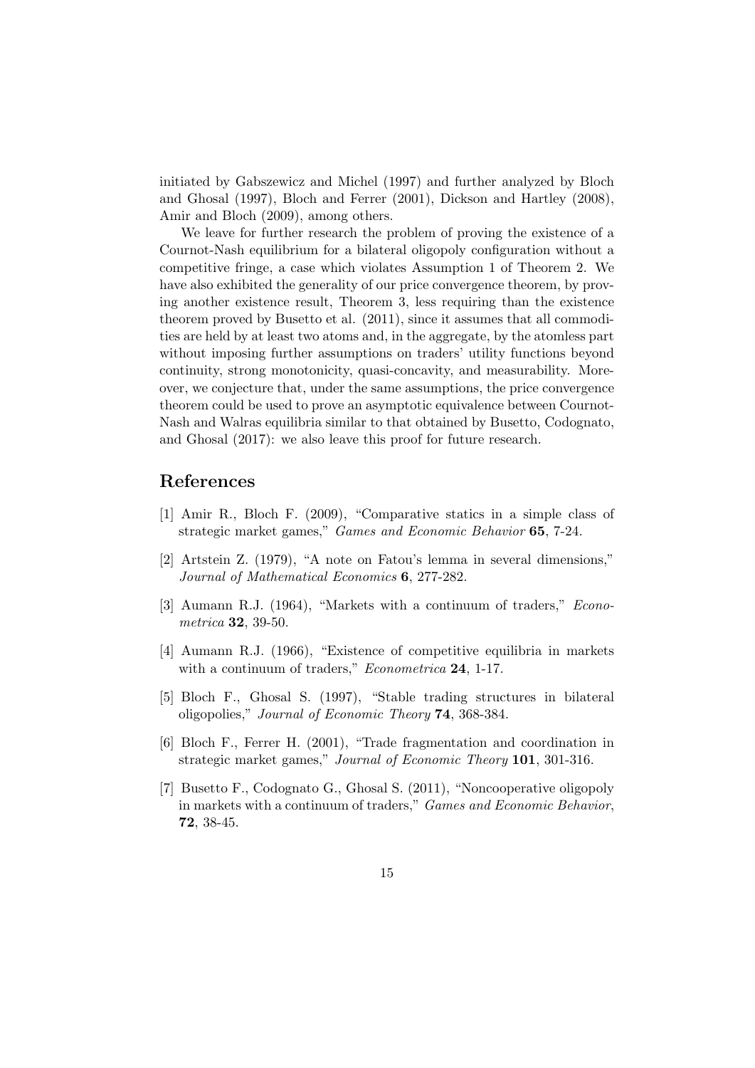initiated by Gabszewicz and Michel (1997) and further analyzed by Bloch and Ghosal (1997), Bloch and Ferrer (2001), Dickson and Hartley (2008), Amir and Bloch (2009), among others.

We leave for further research the problem of proving the existence of a Cournot-Nash equilibrium for a bilateral oligopoly configuration without a competitive fringe, a case which violates Assumption 1 of Theorem 2. We have also exhibited the generality of our price convergence theorem, by proving another existence result, Theorem 3, less requiring than the existence theorem proved by Busetto et al. (2011), since it assumes that all commodities are held by at least two atoms and, in the aggregate, by the atomless part without imposing further assumptions on traders' utility functions beyond continuity, strong monotonicity, quasi-concavity, and measurability. Moreover, we conjecture that, under the same assumptions, the price convergence theorem could be used to prove an asymptotic equivalence between Cournot-Nash and Walras equilibria similar to that obtained by Busetto, Codognato, and Ghosal (2017): we also leave this proof for future research.

## References

[1] Amir R., Bloch F. (2009), "Comparative statics in a simple class of strategic market games," *Games and Economic Behavior* **65**, 7-24.

[2] Artstein Z. (1979), "A note on Fatou's lemma in several dimensions," *Journal of Mathematical Economics* **6**, 277-282.

[3] Aumann R.J. (1964), "Markets with a continuum of traders," *Econometrica* **32**, 39-50.

[4] Aumann R.J. (1966), "Existence of competitive equilibria in markets with a continuum of traders," *Econometrica* **24**, 1-17.

[5] Bloch F., Ghosal S. (1997), "Stable trading structures in bilateral oligopolies," *Journal of Economic Theory* **74**, 368-384.

[6] Bloch F., Ferrer H. (2001), "Trade fragmentation and coordination in strategic market games," *Journal of Economic Theory* **101**, 301-316.

[7] Busetto F., Codognato G., Ghosal S. (2011), "Noncooperative oligopoly in markets with a continuum of traders," *Games and Economic Behavior*, **72**, 38-45.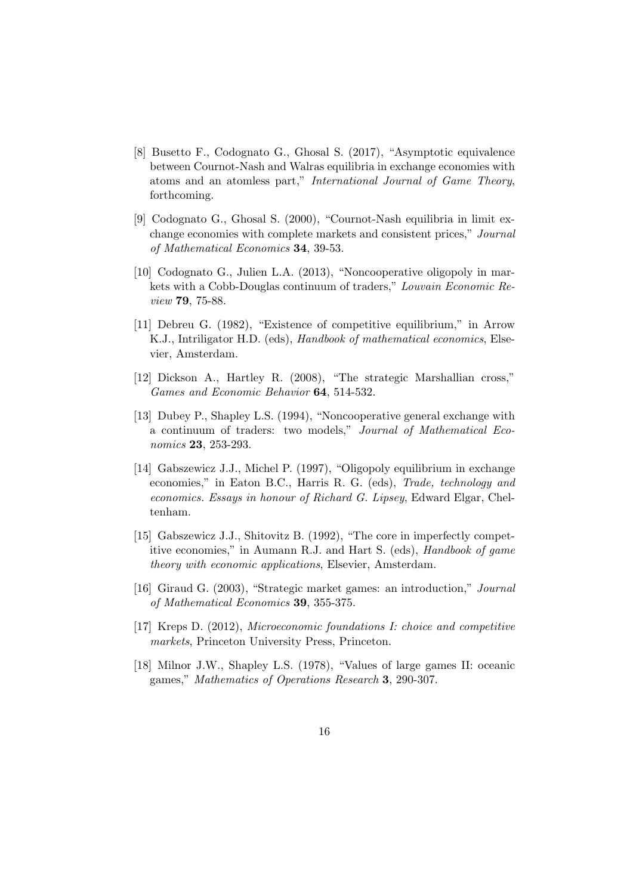[8] Busetto F., Codognato G., Ghosal S. (2017), "Asymptotic equivalence between Cournot-Nash and Walras equilibria in exchange economies with atoms and an atomless part," *International Journal of Game Theory*, forthcoming.

[9] Codognato G., Ghosal S. (2000), "Cournot-Nash equilibria in limit exchange economies with complete markets and consistent prices," *Journal of Mathematical Economics* **34**, 39-53.

[10] Codognato G., Julien L.A. (2013), "Noncooperative oligopoly in markets with a Cobb-Douglas continuum of traders," *Louvain Economic Review* **79**, 75-88.

[11] Debreu G. (1982), "Existence of competitive equilibrium," in Arrow K.J., Intriligator H.D. (eds), *Handbook of mathematical economics*, Elsevier, Amsterdam.

[12] Dickson A., Hartley R. (2008), "The strategic Marshallian cross," *Games and Economic Behavior* **64**, 514-532.

[13] Dubey P., Shapley L.S. (1994), "Noncooperative general exchange with a continuum of traders: two models," *Journal of Mathematical Economics* **23**, 253-293.

[14] Gabszewicz J.J., Michel P. (1997), "Oligopoly equilibrium in exchange economies," in Eaton B.C., Harris R. G. (eds), *Trade, technology and economics. Essays in honour of Richard G. Lipsey*, Edward Elgar, Cheltenham.

[15] Gabszewicz J.J., Shitovitz B. (1992), "The core in imperfectly competitive economies," in Aumann R.J. and Hart S. (eds), *Handbook of game theory with economic applications*, Elsevier, Amsterdam.

[16] Giraud G. (2003), "Strategic market games: an introduction," *Journal of Mathematical Economics* **39**, 355-375.

[17] Kreps D. (2012), *Microeconomic foundations I: choice and competitive markets*, Princeton University Press, Princeton.

[18] Milnor J.W., Shapley L.S. (1978), "Values of large games II: oceanic games," *Mathematics of Operations Research* **3**, 290-307.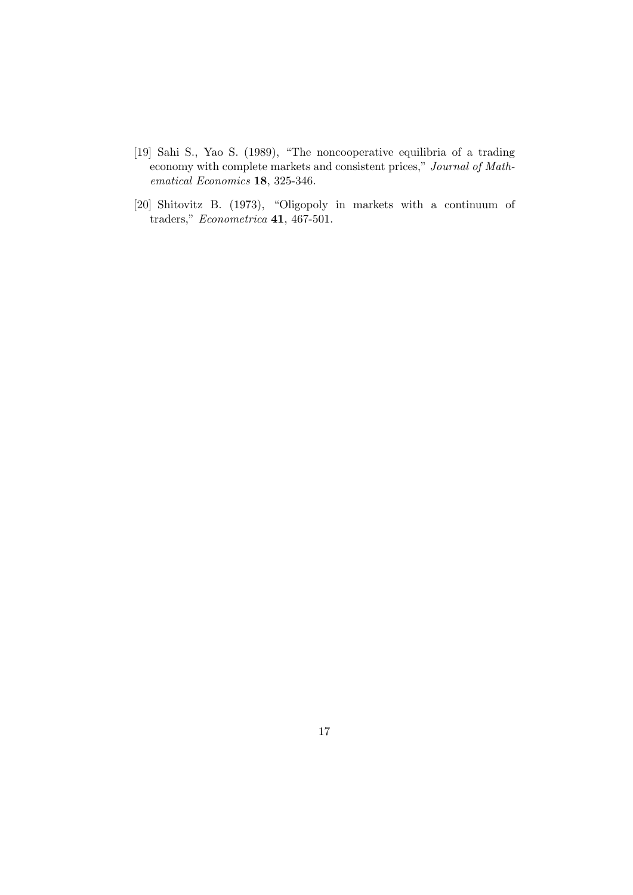[19] Sahi S., Yao S. (1989), "The noncooperative equilibria of a trading economy with complete markets and consistent prices," *Journal of Mathematical Economics* **18**, 325-346.

[20] Shitovitz B. (1973), "Oligopoly in markets with a continuum of traders," *Econometrica* **41**, 467-501.